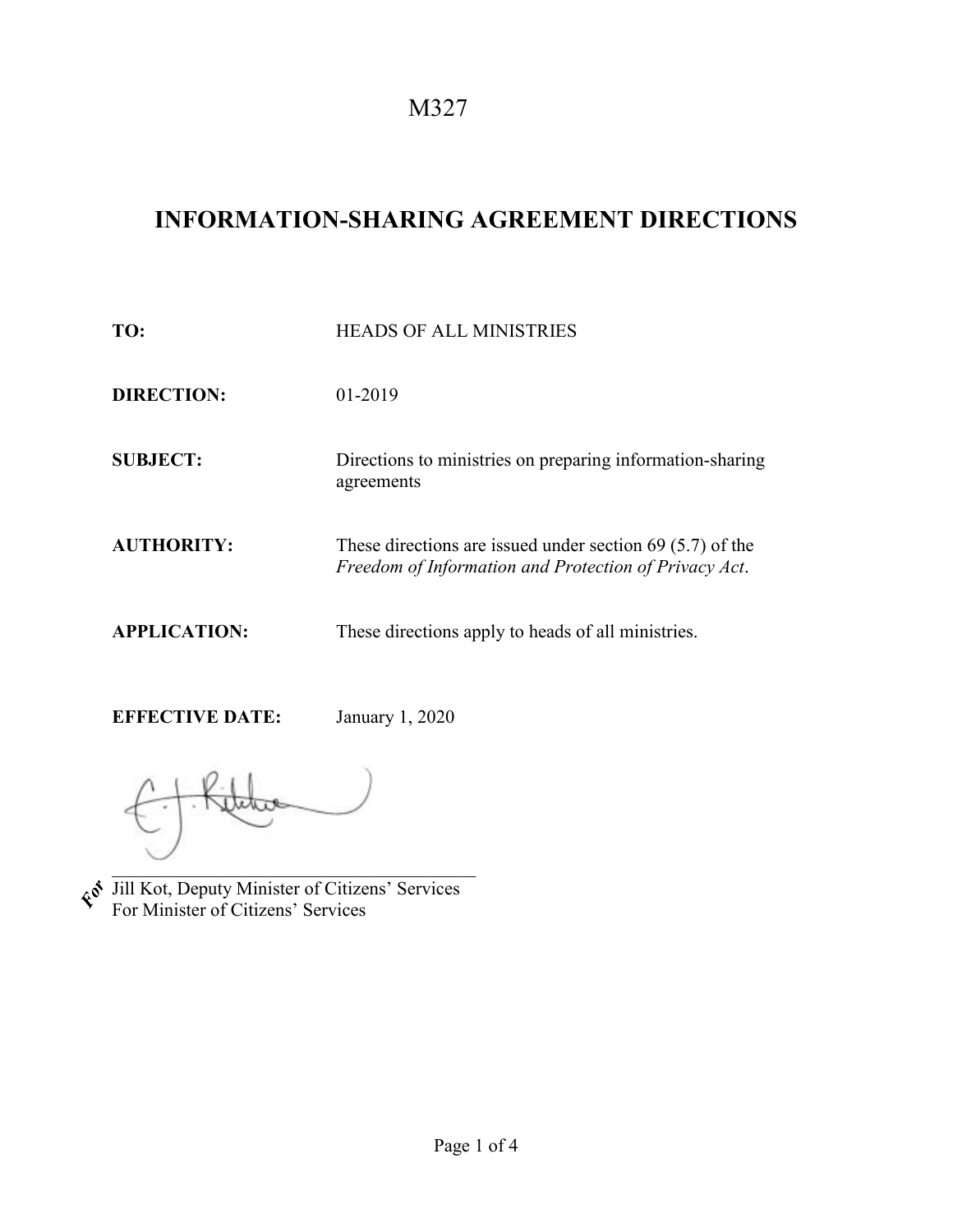M327

# INFORMATION-SHARING AGREEMENT DIRECTIONS

**TO:** HEADS OF ALL MINISTRIES

**DIRECTION:** 01-2019

**SUBJECT:** Directions to ministries on preparing information-sharing agreements

**AUTHORITY:** These directions are issued under section 69 (5.7) of the *Freedom of Information and Protection of Privacy Act*.

**APPLICATION:** These directions apply to heads of all ministries.

**EFFECTIVE DATE:** January 1, 2020

For Jill Kot, Deputy Minister of Citizens' Services
For Minister of Citizens' Services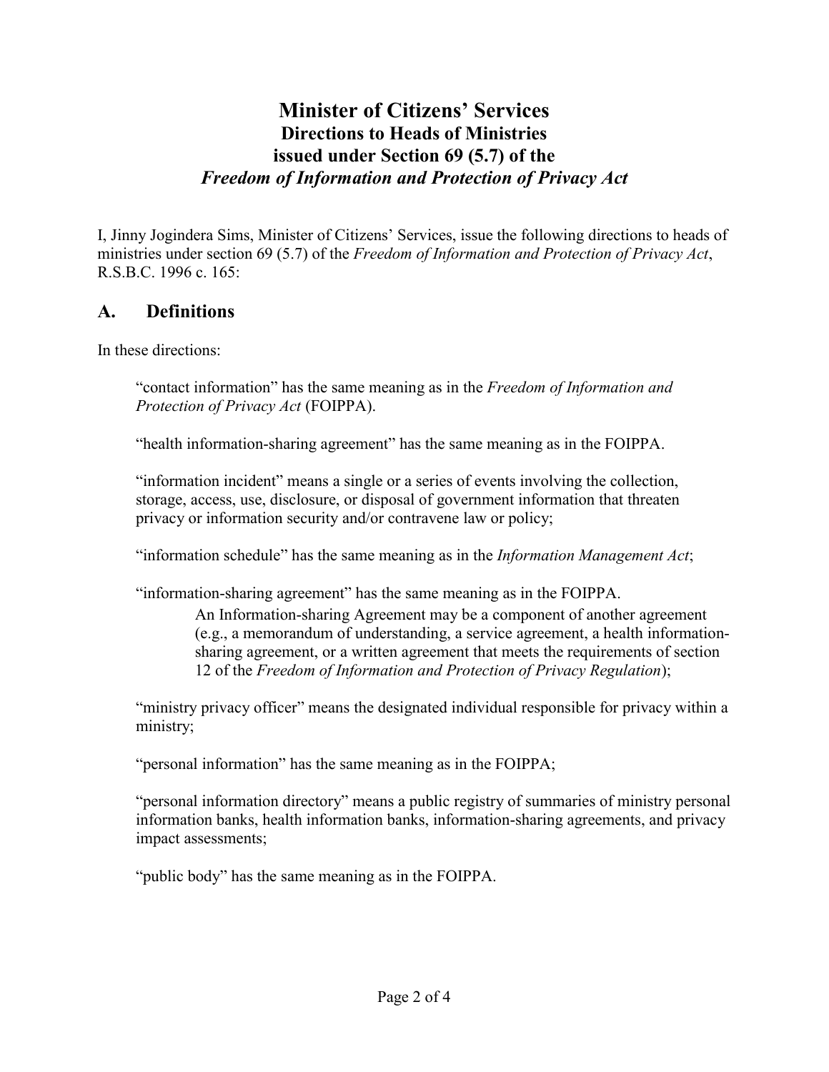# Minister of Citizens' Services
## Directions to Heads of Ministries
## issued under Section 69 (5.7) of the
## *Freedom of Information and Protection of Privacy Act*

I, Jinny Jogindera Sims, Minister of Citizens' Services, issue the following directions to heads of ministries under section 69 (5.7) of the *Freedom of Information and Protection of Privacy Act*, R.S.B.C. 1996 c. 165:

## A. Definitions

In these directions:

"contact information" has the same meaning as in the *Freedom of Information and Protection of Privacy Act* (FOIPPA).

"health information-sharing agreement" has the same meaning as in the FOIPPA.

"information incident" means a single or a series of events involving the collection, storage, access, use, disclosure, or disposal of government information that threaten privacy or information security and/or contravene law or policy;

"information schedule" has the same meaning as in the *Information Management Act*;

"information-sharing agreement" has the same meaning as in the FOIPPA.

> An Information-sharing Agreement may be a component of another agreement (e.g., a memorandum of understanding, a service agreement, a health information-sharing agreement, or a written agreement that meets the requirements of section 12 of the *Freedom of Information and Protection of Privacy Regulation*);

"ministry privacy officer" means the designated individual responsible for privacy within a ministry;

"personal information" has the same meaning as in the FOIPPA;

"personal information directory" means a public registry of summaries of ministry personal information banks, health information banks, information-sharing agreements, and privacy impact assessments;

"public body" has the same meaning as in the FOIPPA.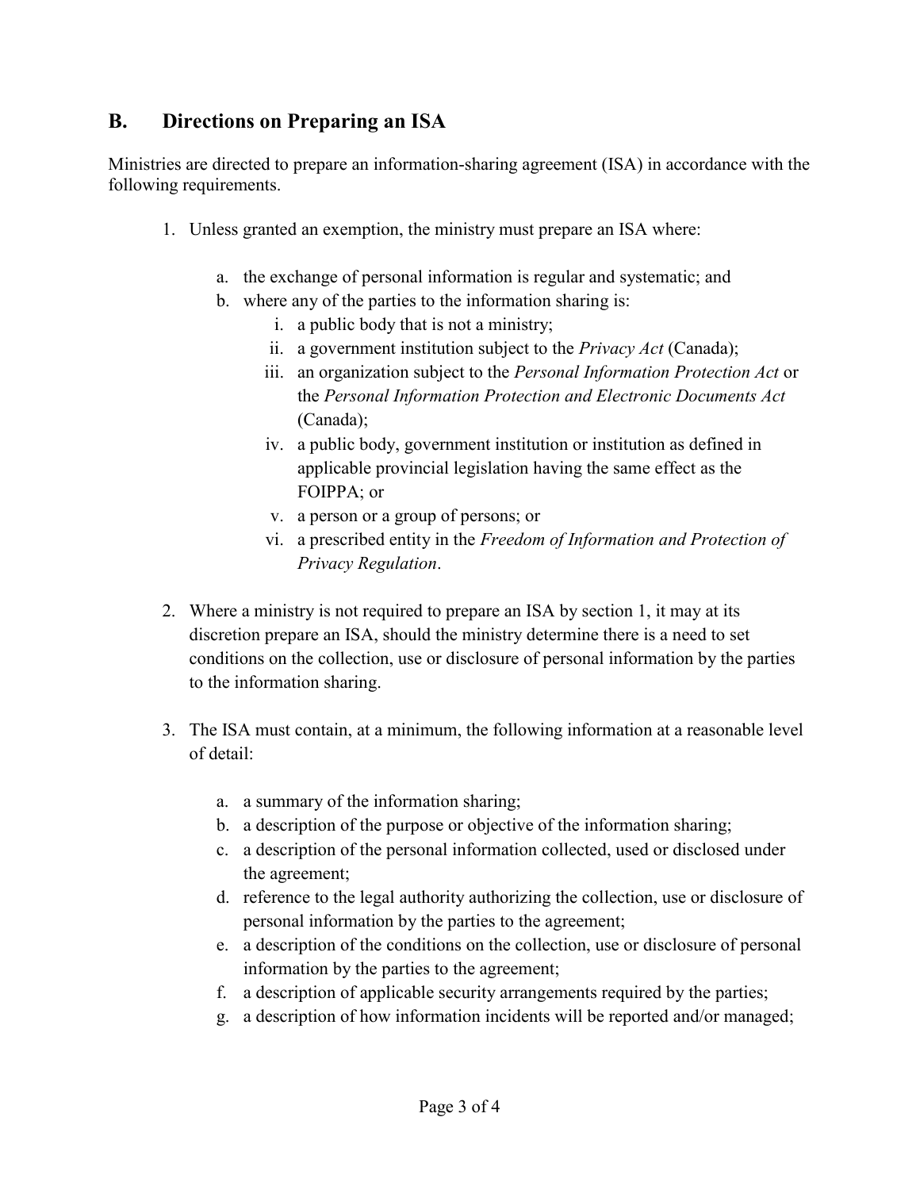## B. Directions on Preparing an ISA

Ministries are directed to prepare an information-sharing agreement (ISA) in accordance with the following requirements.

1. Unless granted an exemption, the ministry must prepare an ISA where:

    a. the exchange of personal information is regular and systematic; and
    b. where any of the parties to the information sharing is:
        i. a public body that is not a ministry;
        ii. a government institution subject to the *Privacy Act* (Canada);
        iii. an organization subject to the *Personal Information Protection Act* or the *Personal Information Protection and Electronic Documents Act* (Canada);
        iv. a public body, government institution or institution as defined in applicable provincial legislation having the same effect as the FOIPPA; or
        v. a person or a group of persons; or
        vi. a prescribed entity in the *Freedom of Information and Protection of Privacy Regulation*.

2. Where a ministry is not required to prepare an ISA by section 1, it may at its discretion prepare an ISA, should the ministry determine there is a need to set conditions on the collection, use or disclosure of personal information by the parties to the information sharing.

3. The ISA must contain, at a minimum, the following information at a reasonable level of detail:

    a. a summary of the information sharing;
    b. a description of the purpose or objective of the information sharing;
    c. a description of the personal information collected, used or disclosed under the agreement;
    d. reference to the legal authority authorizing the collection, use or disclosure of personal information by the parties to the agreement;
    e. a description of the conditions on the collection, use or disclosure of personal information by the parties to the agreement;
    f. a description of applicable security arrangements required by the parties;
    g. a description of how information incidents will be reported and/or managed;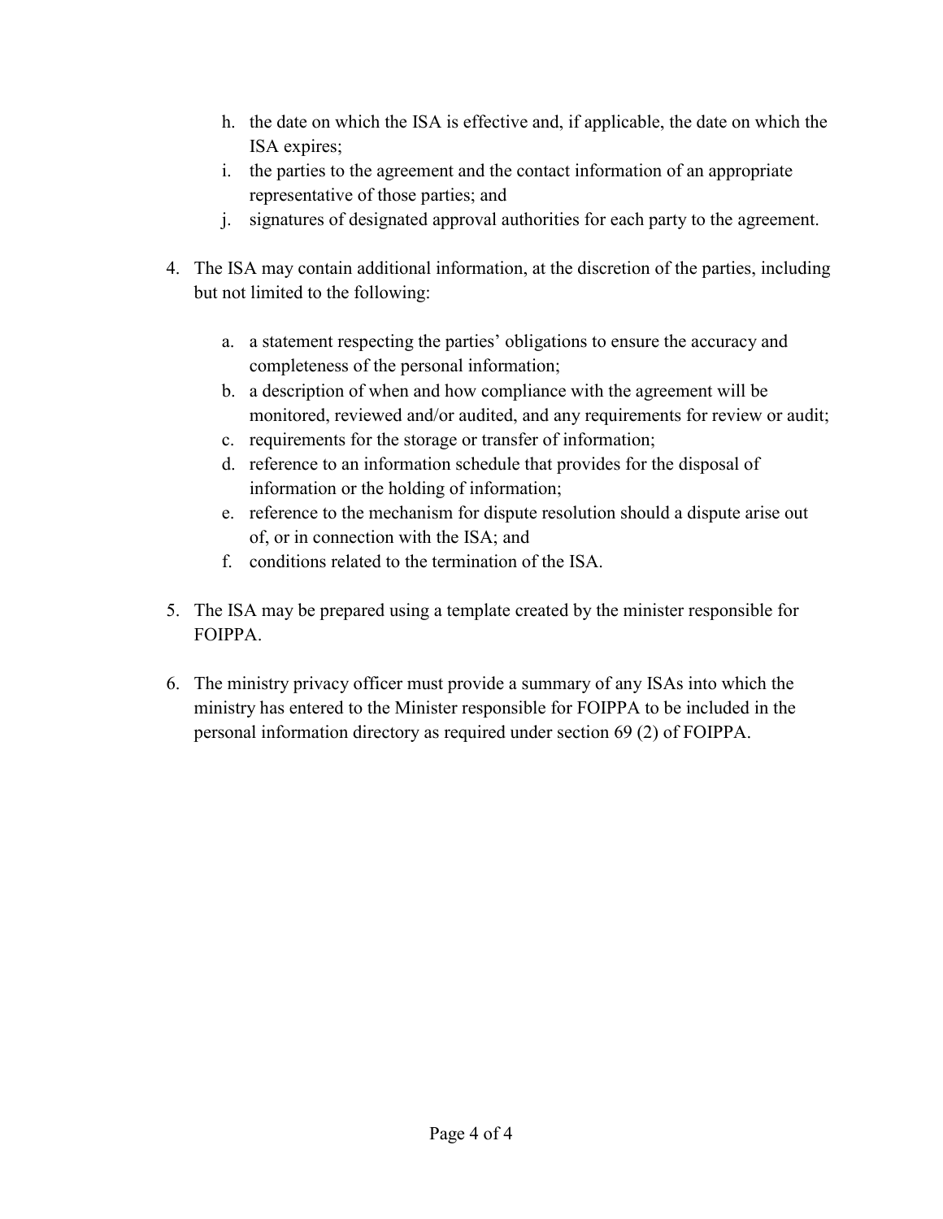h. the date on which the ISA is effective and, if applicable, the date on which the ISA expires;
i. the parties to the agreement and the contact information of an appropriate representative of those parties; and
j. signatures of designated approval authorities for each party to the agreement.

4. The ISA may contain additional information, at the discretion of the parties, including but not limited to the following:

   a. a statement respecting the parties' obligations to ensure the accuracy and completeness of the personal information;
   b. a description of when and how compliance with the agreement will be monitored, reviewed and/or audited, and any requirements for review or audit;
   c. requirements for the storage or transfer of information;
   d. reference to an information schedule that provides for the disposal of information or the holding of information;
   e. reference to the mechanism for dispute resolution should a dispute arise out of, or in connection with the ISA; and
   f. conditions related to the termination of the ISA.

5. The ISA may be prepared using a template created by the minister responsible for FOIPPA.

6. The ministry privacy officer must provide a summary of any ISAs into which the ministry has entered to the Minister responsible for FOIPPA to be included in the personal information directory as required under section 69 (2) of FOIPPA.